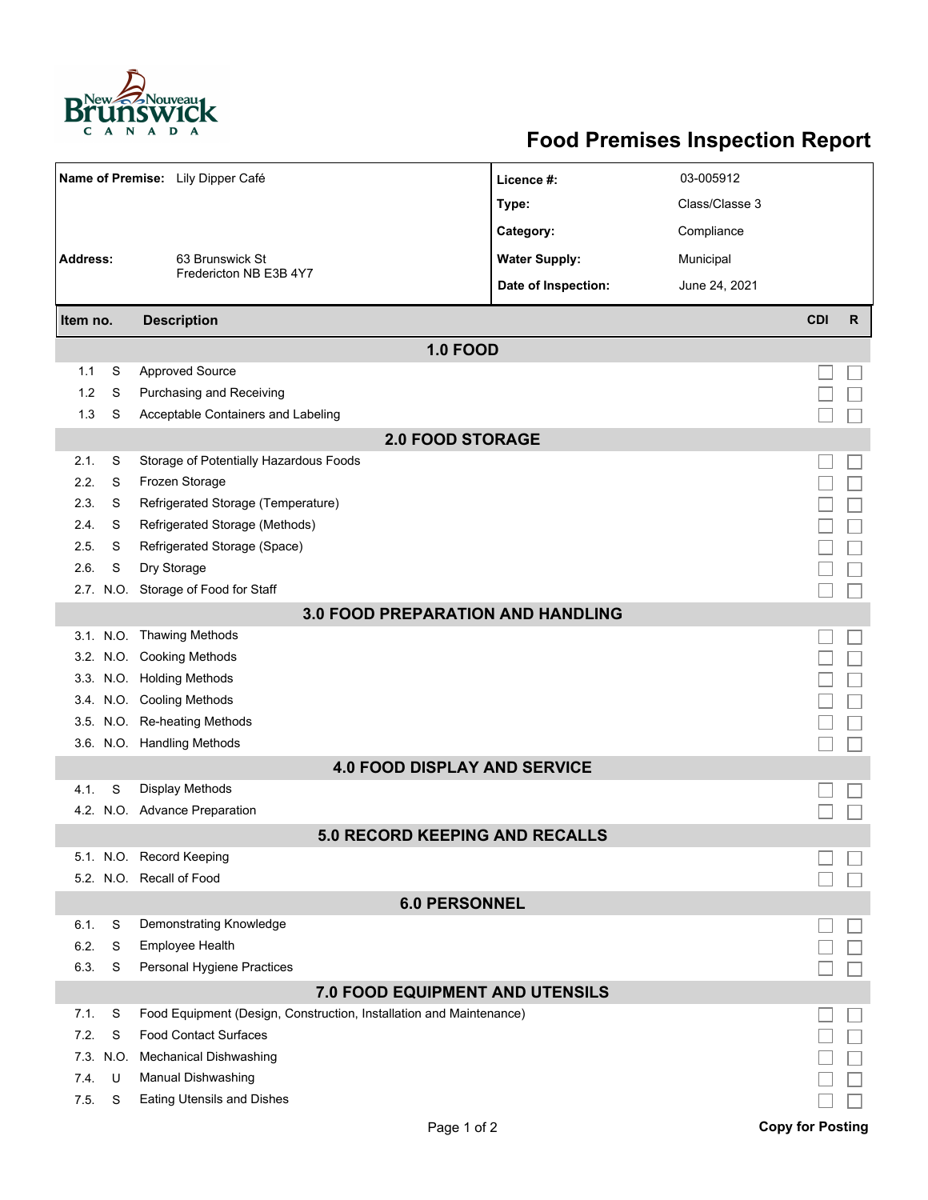# Food Premises Inspection Report

| | | | |
|---|---|---|---|
| **Name of Premise:** | Lily Dipper Café | **Licence #:** | 03-005912 |
| | | **Type:** | Class/Classe 3 |
| | | **Category:** | Compliance |
| **Address:** | 63 Brunswick St<br>Fredericton NB E3B 4Y7 | **Water Supply:** | Municipal |
| | | **Date of Inspection:** | June 24, 2021 |

| Item no. | | Description | CDI | R |
|---|---|---|---|---|
| **1.0 FOOD** | | | | |
| 1.1 | S | Approved Source | ☐ | ☐ |
| 1.2 | S | Purchasing and Receiving | ☐ | ☐ |
| 1.3 | S | Acceptable Containers and Labeling | ☐ | ☐ |
| **2.0 FOOD STORAGE** | | | | |
| 2.1. | S | Storage of Potentially Hazardous Foods | ☐ | ☐ |
| 2.2. | S | Frozen Storage | ☐ | ☐ |
| 2.3. | S | Refrigerated Storage (Temperature) | ☐ | ☐ |
| 2.4. | S | Refrigerated Storage (Methods) | ☐ | ☐ |
| 2.5. | S | Refrigerated Storage (Space) | ☐ | ☐ |
| 2.6. | S | Dry Storage | ☐ | ☐ |
| 2.7. | N.O. | Storage of Food for Staff | ☐ | ☐ |
| **3.0 FOOD PREPARATION AND HANDLING** | | | | |
| 3.1. | N.O. | Thawing Methods | ☐ | ☐ |
| 3.2. | N.O. | Cooking Methods | ☐ | ☐ |
| 3.3. | N.O. | Holding Methods | ☐ | ☐ |
| 3.4. | N.O. | Cooling Methods | ☐ | ☐ |
| 3.5. | N.O. | Re-heating Methods | ☐ | ☐ |
| 3.6. | N.O. | Handling Methods | ☐ | ☐ |
| **4.0 FOOD DISPLAY AND SERVICE** | | | | |
| 4.1. | S | Display Methods | ☐ | ☐ |
| 4.2. | N.O. | Advance Preparation | ☐ | ☐ |
| **5.0 RECORD KEEPING AND RECALLS** | | | | |
| 5.1. | N.O. | Record Keeping | ☐ | ☐ |
| 5.2. | N.O. | Recall of Food | ☐ | ☐ |
| **6.0 PERSONNEL** | | | | |
| 6.1. | S | Demonstrating Knowledge | ☐ | ☐ |
| 6.2. | S | Employee Health | ☐ | ☐ |
| 6.3. | S | Personal Hygiene Practices | ☐ | ☐ |
| **7.0 FOOD EQUIPMENT AND UTENSILS** | | | | |
| 7.1. | S | Food Equipment (Design, Construction, Installation and Maintenance) | ☐ | ☐ |
| 7.2. | S | Food Contact Surfaces | ☐ | ☐ |
| 7.3. | N.O. | Mechanical Dishwashing | ☐ | ☐ |
| 7.4. | U | Manual Dishwashing | ☐ | ☐ |
| 7.5. | S | Eating Utensils and Dishes | ☐ | ☐ |

**Copy for Posting**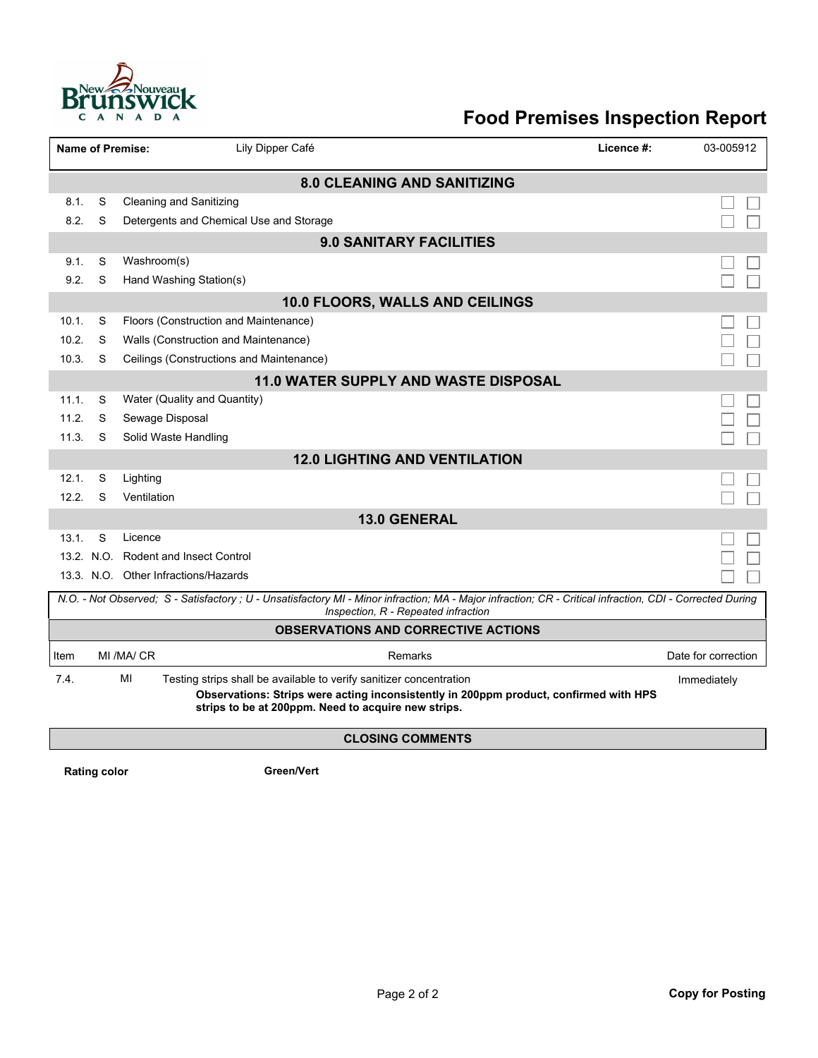# Food Premises Inspection Report

| Name of Premise: | Lily Dipper Café | Licence #: | 03-005912 |
|---|---|---|---|

## 8.0 CLEANING AND SANITIZING

| | | | | |
|---|---|---|---|---|
| 8.1. | S | Cleaning and Sanitizing | ☐ | ☐ |
| 8.2. | S | Detergents and Chemical Use and Storage | ☐ | ☐ |

## 9.0 SANITARY FACILITIES

| | | | | |
|---|---|---|---|---|
| 9.1. | S | Washroom(s) | ☐ | ☐ |
| 9.2. | S | Hand Washing Station(s) | ☐ | ☐ |

## 10.0 FLOORS, WALLS AND CEILINGS

| | | | | |
|---|---|---|---|---|
| 10.1. | S | Floors (Construction and Maintenance) | ☐ | ☐ |
| 10.2. | S | Walls (Construction and Maintenance) | ☐ | ☐ |
| 10.3. | S | Ceilings (Constructions and Maintenance) | ☐ | ☐ |

## 11.0 WATER SUPPLY AND WASTE DISPOSAL

| | | | | |
|---|---|---|---|---|
| 11.1. | S | Water (Quality and Quantity) | ☐ | ☐ |
| 11.2. | S | Sewage Disposal | ☐ | ☐ |
| 11.3. | S | Solid Waste Handling | ☐ | ☐ |

## 12.0 LIGHTING AND VENTILATION

| | | | | |
|---|---|---|---|---|
| 12.1. | S | Lighting | ☐ | ☐ |
| 12.2. | S | Ventilation | ☐ | ☐ |

## 13.0 GENERAL

| | | | | |
|---|---|---|---|---|
| 13.1. | S | Licence | ☐ | ☐ |
| 13.2. | N.O. | Rodent and Insect Control | ☐ | ☐ |
| 13.3. | N.O. | Other Infractions/Hazards | ☐ | ☐ |

*N.O. - Not Observed; S - Satisfactory ; U - Unsatisfactory MI - Minor infraction; MA - Major infraction; CR - Critical infraction, CDI - Corrected During Inspection, R - Repeated infraction*

## OBSERVATIONS AND CORRECTIVE ACTIONS

| Item | MI /MA/ CR | Remarks | Date for correction |
|---|---|---|---|
| 7.4. | MI | Testing strips shall be available to verify sanitizer concentration<br>**Observations: Strips were acting inconsistently in 200ppm product, confirmed with HPS strips to be at 200ppm. Need to acquire new strips.** | Immediately |

## CLOSING COMMENTS

**Rating color** **Green/Vert**

**Copy for Posting**